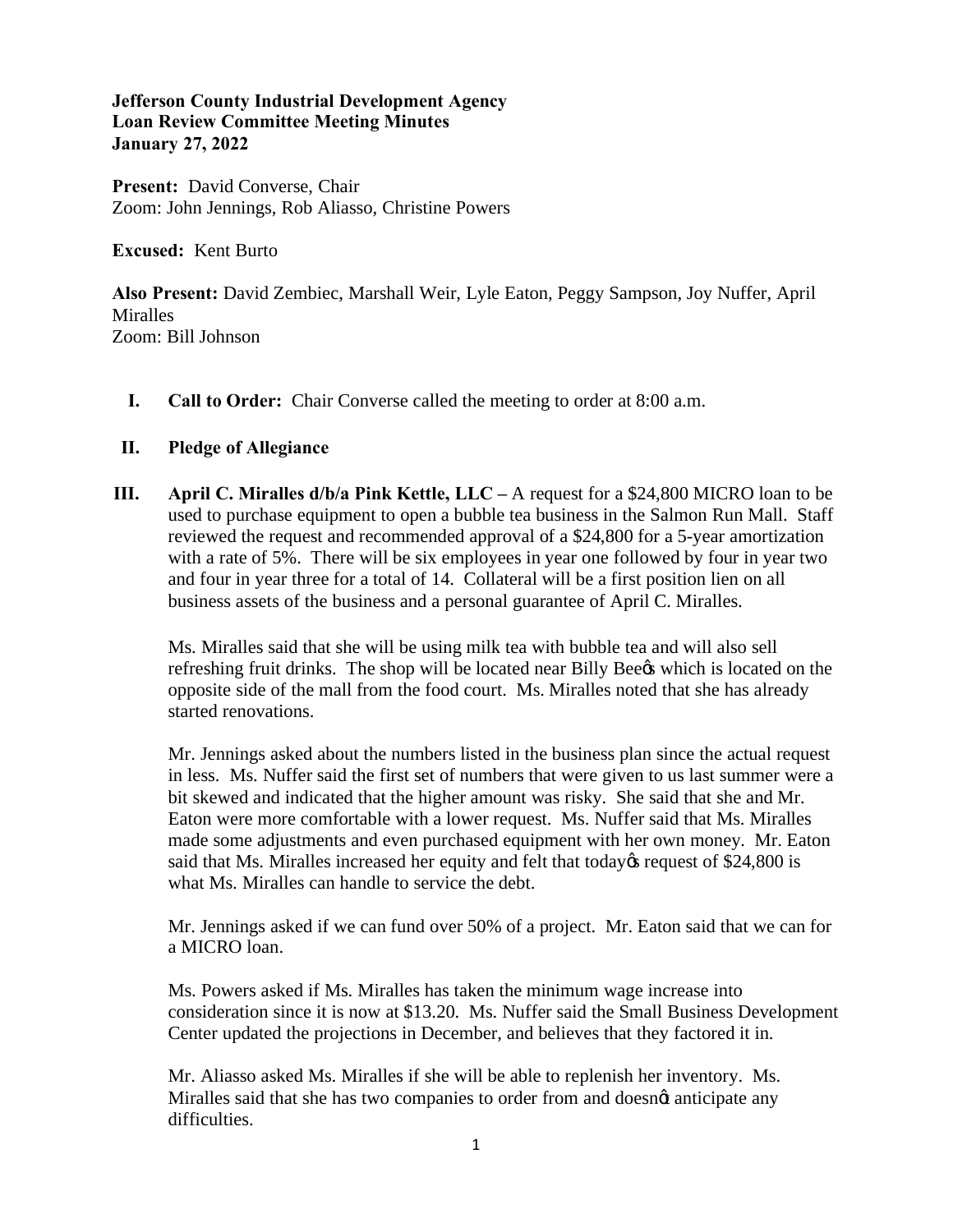**Jefferson County Industrial Development Agency**
**Loan Review Committee Meeting Minutes**
**January 27, 2022**

**Present:** David Converse, Chair
Zoom: John Jennings, Rob Aliasso, Christine Powers

**Excused:** Kent Burto

**Also Present:** David Zembiec, Marshall Weir, Lyle Eaton, Peggy Sampson, Joy Nuffer, April Miralles
Zoom: Bill Johnson

I. **Call to Order:** Chair Converse called the meeting to order at 8:00 a.m.

II. **Pledge of Allegiance**

III. **April C. Miralles d/b/a Pink Kettle, LLC –** A request for a $24,800 MICRO loan to be used to purchase equipment to open a bubble tea business in the Salmon Run Mall. Staff reviewed the request and recommended approval of a $24,800 for a 5-year amortization with a rate of 5%. There will be six employees in year one followed by four in year two and four in year three for a total of 14. Collateral will be a first position lien on all business assets of the business and a personal guarantee of April C. Miralles.

Ms. Miralles said that she will be using milk tea with bubble tea and will also sell refreshing fruit drinks. The shop will be located near Billy Bee's which is located on the opposite side of the mall from the food court. Ms. Miralles noted that she has already started renovations.

Mr. Jennings asked about the numbers listed in the business plan since the actual request in less. Ms. Nuffer said the first set of numbers that were given to us last summer were a bit skewed and indicated that the higher amount was risky. She said that she and Mr. Eaton were more comfortable with a lower request. Ms. Nuffer said that Ms. Miralles made some adjustments and even purchased equipment with her own money. Mr. Eaton said that Ms. Miralles increased her equity and felt that today's request of $24,800 is what Ms. Miralles can handle to service the debt.

Mr. Jennings asked if we can fund over 50% of a project. Mr. Eaton said that we can for a MICRO loan.

Ms. Powers asked if Ms. Miralles has taken the minimum wage increase into consideration since it is now at $13.20. Ms. Nuffer said the Small Business Development Center updated the projections in December, and believes that they factored it in.

Mr. Aliasso asked Ms. Miralles if she will be able to replenish her inventory. Ms. Miralles said that she has two companies to order from and doesn't anticipate any difficulties.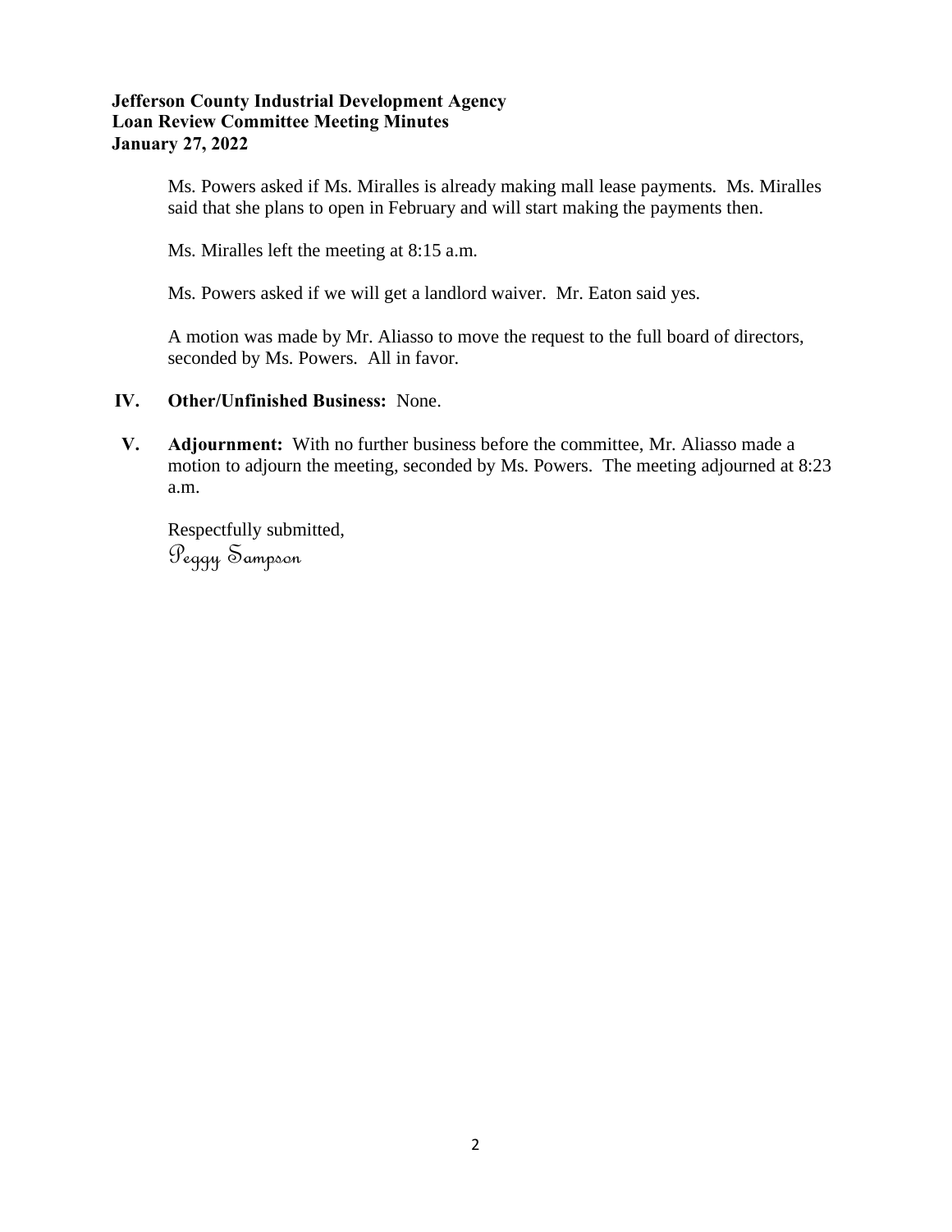Ms. Powers asked if Ms. Miralles is already making mall lease payments. Ms. Miralles said that she plans to open in February and will start making the payments then.

Ms. Miralles left the meeting at 8:15 a.m.

Ms. Powers asked if we will get a landlord waiver. Mr. Eaton said yes.

A motion was made by Mr. Aliasso to move the request to the full board of directors, seconded by Ms. Powers. All in favor.

**IV. Other/Unfinished Business:** None.

**V. Adjournment:** With no further business before the committee, Mr. Aliasso made a motion to adjourn the meeting, seconded by Ms. Powers. The meeting adjourned at 8:23 a.m.

Respectfully submitted,
*Peggy Sampson*